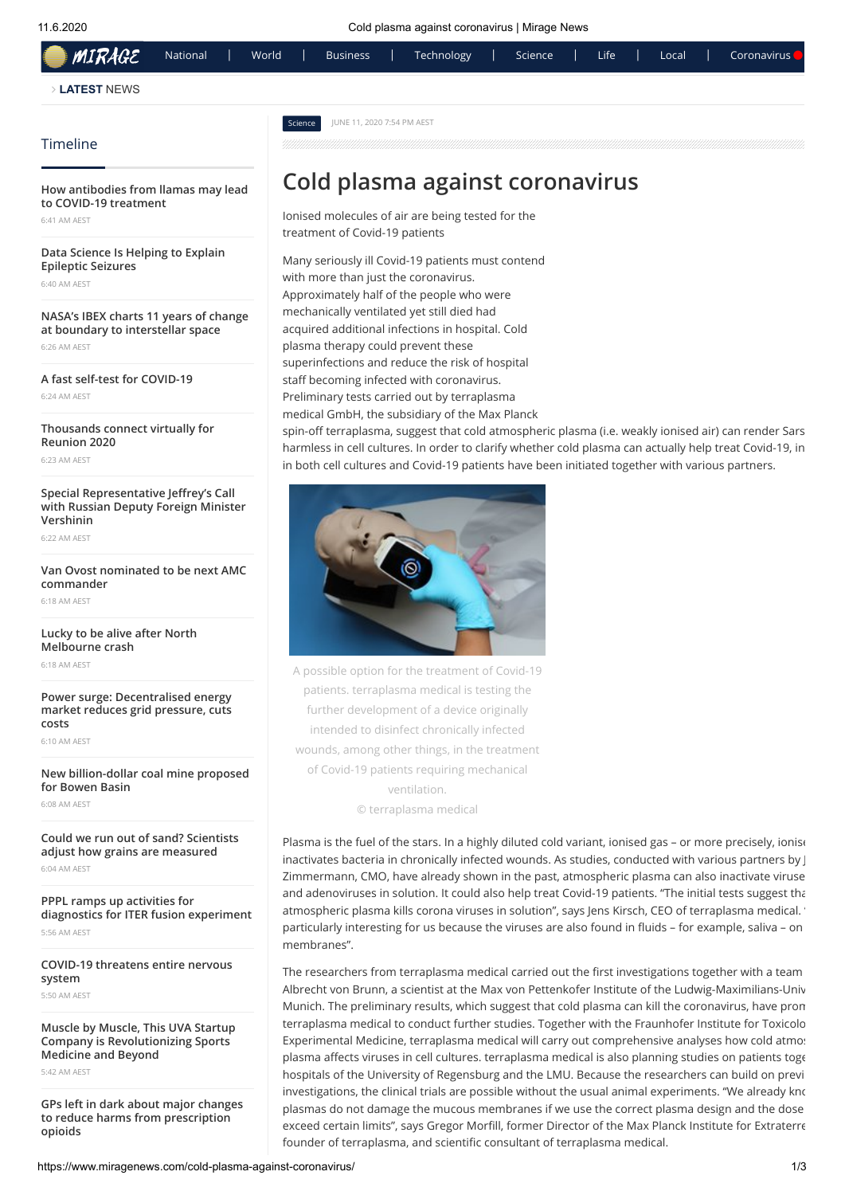Science JUNE 11, 2020 7:54 PM AEST

# Cold plasma against coronavirus

Ionised molecules of air are being tested for the treatment of Covid-19 patients

Many seriously ill Covid-19 patients must contend with more than just the coronavirus. Approximately half of the people who were mechanically ventilated yet still died had acquired additional infections in hospital. Cold plasma therapy could prevent these superinfections and reduce the risk of hospital staff becoming infected with coronavirus. Preliminary tests carried out by terraplasma medical GmbH, the subsidiary of the Max Planck spin-off terraplasma, suggest that cold atmospheric plasma (i.e. weakly ionised air) can render Sars harmless in cell cultures. In order to clarify whether cold plasma can actually help treat Covid-19, in in both cell cultures and Covid-19 patients have been initiated together with various partners.

A possible option for the treatment of Covid-19 patients. terraplasma medical is testing the further development of a device originally intended to disinfect chronically infected wounds, among other things, in the treatment of Covid-19 patients requiring mechanical ventilation.
© terraplasma medical

Plasma is the fuel of the stars. In a highly diluted cold variant, ionised gas – or more precisely, ionis inactivates bacteria in chronically infected wounds. As studies, conducted with various partners by J Zimmermann, CMO, have already shown in the past, atmospheric plasma can also inactivate viruse and adenoviruses in solution. It could also help treat Covid-19 patients. "The initial tests suggest tha atmospheric plasma kills corona viruses in solution", says Jens Kirsch, CEO of terraplasma medical. ' particularly interesting for us because the viruses are also found in fluids – for example, saliva – on membranes".

The researchers from terraplasma medical carried out the first investigations together with a team Albrecht von Brunn, a scientist at the Max von Pettenkofer Institute of the Ludwig-Maximilians-Univ Munich. The preliminary results, which suggest that cold plasma can kill the coronavirus, have pron terraplasma medical to conduct further studies. Together with the Fraunhofer Institute for Toxicolo Experimental Medicine, terraplasma medical will carry out comprehensive analyses how cold atmo: plasma affects viruses in cell cultures. terraplasma medical is also planning studies on patients toge hospitals of the University of Regensburg and the LMU. Because the researchers can build on previ investigations, the clinical trials are possible without the usual animal experiments. "We already knc plasmas do not damage the mucous membranes if we use the correct plasma design and the dose exceed certain limits", says Gregor Morfill, former Director of the Max Planck Institute for Extraterre founder of terraplasma, and scientific consultant of terraplasma medical.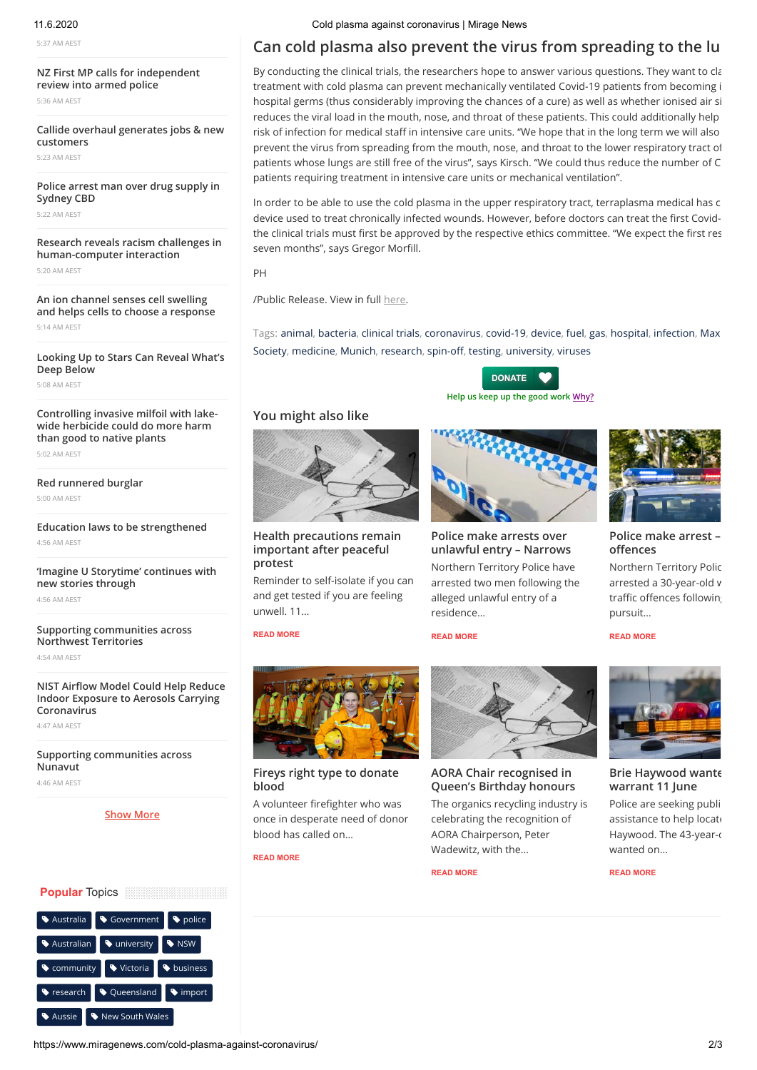5:37 AM AEST

NZ First MP calls for independent review into armed police

5:36 AM AEST

Callide overhaul generates jobs & new customers

5:23 AM AEST

Police arrest man over drug supply in Sydney CBD

5:22 AM AEST

Research reveals racism challenges in human-computer interaction

5:20 AM AEST

An ion channel senses cell swelling and helps cells to choose a response

5:14 AM AEST

Looking Up to Stars Can Reveal What's Deep Below

5:08 AM AEST

Controlling invasive milfoil with lake-wide herbicide could do more harm than good to native plants

5:02 AM AEST

Red runnered burglar

5:00 AM AEST

Education laws to be strengthened

4:56 AM AEST

'Imagine U Storytime' continues with new stories through

4:56 AM AEST

Supporting communities across Northwest Territories

4:54 AM AEST

NIST Airflow Model Could Help Reduce Indoor Exposure to Aerosols Carrying Coronavirus

4:47 AM AEST

Supporting communities across Nunavut

4:46 AM AEST

Show More

## Can cold plasma also prevent the virus from spreading to the lu

By conducting the clinical trials, the researchers hope to answer various questions. They want to cla treatment with cold plasma can prevent mechanically ventilated Covid-19 patients from becoming i hospital germs (thus considerably improving the chances of a cure) as well as whether ionised air si reduces the viral load in the mouth, nose, and throat of these patients. This could additionally help risk of infection for medical staff in intensive care units. "We hope that in the long term we will also prevent the virus from spreading from the mouth, nose, and throat to the lower respiratory tract of patients whose lungs are still free of the virus", says Kirsch. "We could thus reduce the number of C patients requiring treatment in intensive care units or mechanical ventilation".

In order to be able to use the cold plasma in the upper respiratory tract, terraplasma medical has c device used to treat chronically infected wounds. However, before doctors can treat the first Covid- the clinical trials must first be approved by the respective ethics committee. "We expect the first res seven months", says Gregor Morfill.

PH

/Public Release. View in full here.

Tags: animal, bacteria, clinical trials, coronavirus, covid-19, device, fuel, gas, hospital, infection, Max Society, medicine, Munich, research, spin-off, testing, university, viruses

DONATE

Help us keep up the good work Why?

### You might also like

**Health precautions remain important after peaceful protest**

Reminder to self-isolate if you can and get tested if you are feeling unwell. 11...

READ MORE

**Police make arrests over unlawful entry – Narrows**

Northern Territory Police have arrested two men following the alleged unlawful entry of a residence...

READ MORE

**Police make arrest – offences**

Northern Territory Polic arrested a 30-year-old v traffic offences followin pursuit...

READ MORE

**Fireys right type to donate blood**

A volunteer firefighter who was once in desperate need of donor blood has called on...

READ MORE

**AORA Chair recognised in Queen's Birthday honours**

The organics recycling industry is celebrating the recognition of AORA Chairperson, Peter Wadewitz, with the...

READ MORE

**Brie Haywood wante warrant 11 June**

Police are seeking publi assistance to help locate Haywood. The 43-year-o wanted on...

READ MORE

**Popular Topics**

Australia, Government, police, Australian, university, NSW, community, Victoria, business, research, Queensland, import, Aussie, New South Wales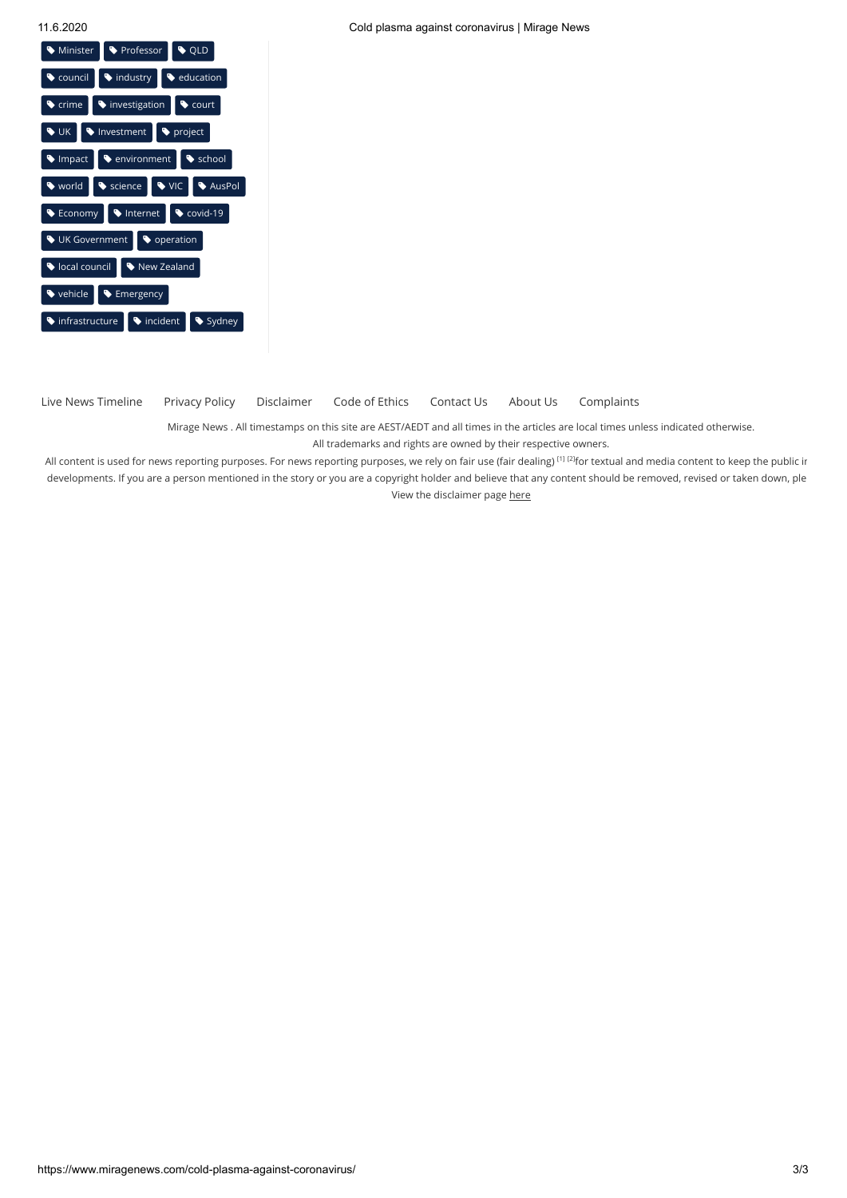Minister Professor QLD

council industry education

crime investigation court

UK Investment project

Impact environment school

world science VIC AusPol

Economy Internet covid-19

UK Government operation

local council New Zealand

vehicle Emergency

infrastructure incident Sydney

Live News Timeline Privacy Policy Disclaimer Code of Ethics Contact Us About Us Complaints

Mirage News . All timestamps on this site are AEST/AEDT and all times in the articles are local times unless indicated otherwise.
All trademarks and rights are owned by their respective owners.

All content is used for news reporting purposes. For news reporting purposes, we rely on fair use (fair dealing) [1] [2]for textual and media content to keep the public ir developments. If you are a person mentioned in the story or you are a copyright holder and believe that any content should be removed, revised or taken down, ple View the disclaimer page here